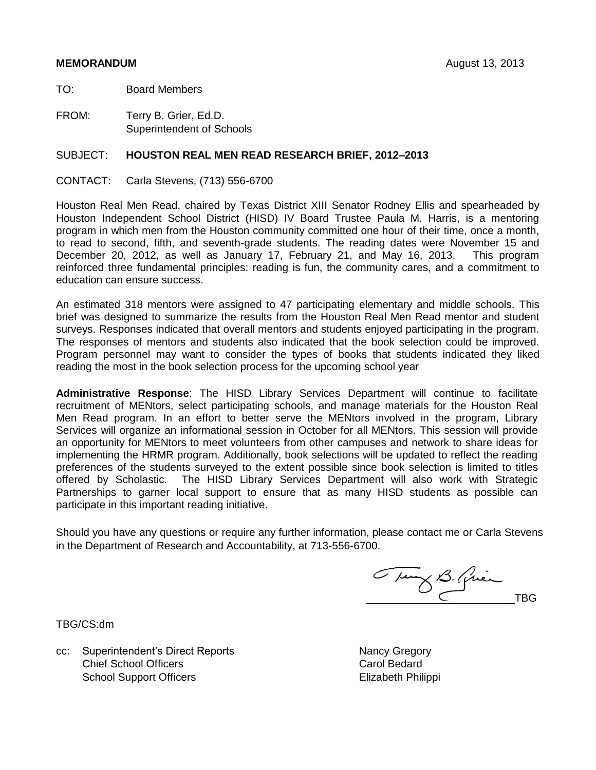**MEMORANDUM** August 13, 2013

TO: Board Members

FROM: Terry B. Grier, Ed.D.
Superintendent of Schools

SUBJECT: **HOUSTON REAL MEN READ RESEARCH BRIEF, 2012–2013**

CONTACT: Carla Stevens, (713) 556-6700

Houston Real Men Read, chaired by Texas District XIII Senator Rodney Ellis and spearheaded by Houston Independent School District (HISD) IV Board Trustee Paula M. Harris, is a mentoring program in which men from the Houston community committed one hour of their time, once a month, to read to second, fifth, and seventh-grade students. The reading dates were November 15 and December 20, 2012, as well as January 17, February 21, and May 16, 2013. This program reinforced three fundamental principles: reading is fun, the community cares, and a commitment to education can ensure success.

An estimated 318 mentors were assigned to 47 participating elementary and middle schools. This brief was designed to summarize the results from the Houston Real Men Read mentor and student surveys. Responses indicated that overall mentors and students enjoyed participating in the program. The responses of mentors and students also indicated that the book selection could be improved. Program personnel may want to consider the types of books that students indicated they liked reading the most in the book selection process for the upcoming school year

**Administrative Response**: The HISD Library Services Department will continue to facilitate recruitment of MENtors, select participating schools, and manage materials for the Houston Real Men Read program. In an effort to better serve the MENtors involved in the program, Library Services will organize an informational session in October for all MENtors. This session will provide an opportunity for MENtors to meet volunteers from other campuses and network to share ideas for implementing the HRMR program. Additionally, book selections will be updated to reflect the reading preferences of the students surveyed to the extent possible since book selection is limited to titles offered by Scholastic. The HISD Library Services Department will also work with Strategic Partnerships to garner local support to ensure that as many HISD students as possible can participate in this important reading initiative.

Should you have any questions or require any further information, please contact me or Carla Stevens in the Department of Research and Accountability, at 713-556-6700.

TBG

TBG/CS:dm

cc: Superintendent's Direct Reports
Chief School Officers
School Support Officers
Nancy Gregory
Carol Bedard
Elizabeth Philippi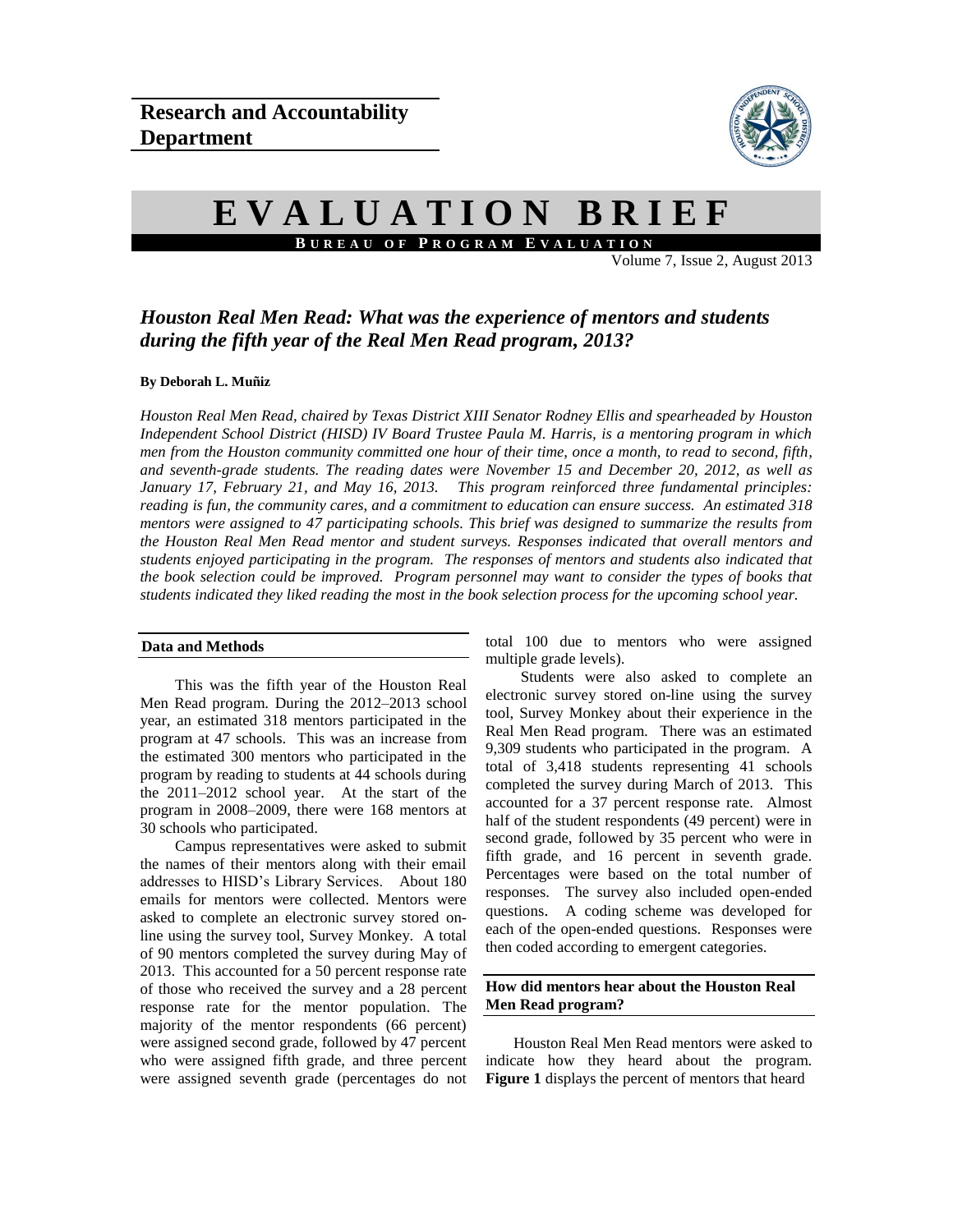# Research and Accountability Department

# EVALUATION BRIEF

**BUREAU OF PROGRAM EVALUATION**

Volume 7, Issue 2, August 2013

## *Houston Real Men Read: What was the experience of mentors and students during the fifth year of the Real Men Read program, 2013?*

**By Deborah L. Muñiz**

*Houston Real Men Read, chaired by Texas District XIII Senator Rodney Ellis and spearheaded by Houston Independent School District (HISD) IV Board Trustee Paula M. Harris, is a mentoring program in which men from the Houston community committed one hour of their time, once a month, to read to second, fifth, and seventh-grade students. The reading dates were November 15 and December 20, 2012, as well as January 17, February 21, and May 16, 2013. This program reinforced three fundamental principles: reading is fun, the community cares, and a commitment to education can ensure success. An estimated 318 mentors were assigned to 47 participating schools. This brief was designed to summarize the results from the Houston Real Men Read mentor and student surveys. Responses indicated that overall mentors and students enjoyed participating in the program. The responses of mentors and students also indicated that the book selection could be improved. Program personnel may want to consider the types of books that students indicated they liked reading the most in the book selection process for the upcoming school year.*

### Data and Methods

This was the fifth year of the Houston Real Men Read program. During the 2012–2013 school year, an estimated 318 mentors participated in the program at 47 schools. This was an increase from the estimated 300 mentors who participated in the program by reading to students at 44 schools during the 2011–2012 school year. At the start of the program in 2008–2009, there were 168 mentors at 30 schools who participated.

Campus representatives were asked to submit the names of their mentors along with their email addresses to HISD's Library Services. About 180 emails for mentors were collected. Mentors were asked to complete an electronic survey stored on-line using the survey tool, Survey Monkey. A total of 90 mentors completed the survey during May of 2013. This accounted for a 50 percent response rate of those who received the survey and a 28 percent response rate for the mentor population. The majority of the mentor respondents (66 percent) were assigned second grade, followed by 47 percent who were assigned fifth grade, and three percent were assigned seventh grade (percentages do not total 100 due to mentors who were assigned multiple grade levels).

Students were also asked to complete an electronic survey stored on-line using the survey tool, Survey Monkey about their experience in the Real Men Read program. There was an estimated 9,309 students who participated in the program. A total of 3,418 students representing 41 schools completed the survey during March of 2013. This accounted for a 37 percent response rate. Almost half of the student respondents (49 percent) were in second grade, followed by 35 percent who were in fifth grade, and 16 percent in seventh grade. Percentages were based on the total number of responses. The survey also included open-ended questions. A coding scheme was developed for each of the open-ended questions. Responses were then coded according to emergent categories.

### How did mentors hear about the Houston Real Men Read program?

Houston Real Men Read mentors were asked to indicate how they heard about the program. **Figure 1** displays the percent of mentors that heard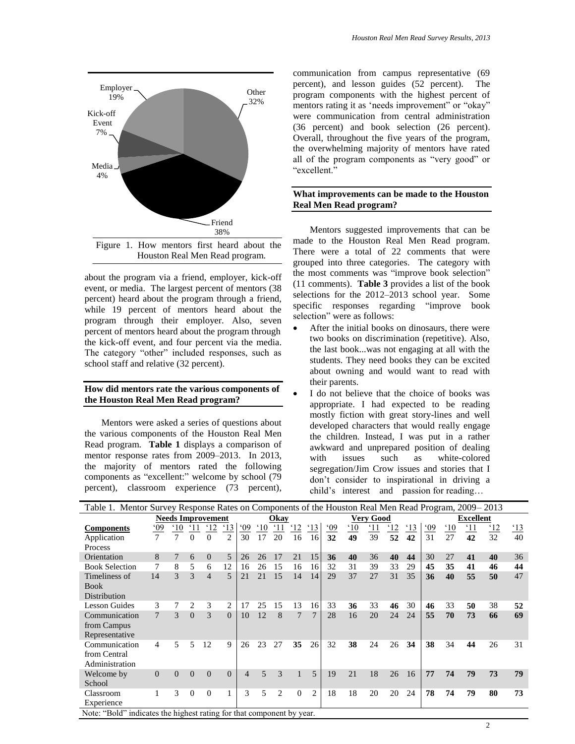Figure 1. How mentors first heard about the Houston Real Men Read program.

about the program via a friend, employer, kick-off event, or media. The largest percent of mentors (38 percent) heard about the program through a friend, while 19 percent of mentors heard about the program through their employer. Also, seven percent of mentors heard about the program through the kick-off event, and four percent via the media. The category "other" included responses, such as school staff and relative (32 percent).

### How did mentors rate the various components of the Houston Real Men Read program?

Mentors were asked a series of questions about the various components of the Houston Real Men Read program. **Table 1** displays a comparison of mentor response rates from 2009–2013. In 2013, the majority of mentors rated the following components as "excellent:" welcome by school (79 percent), classroom experience (73 percent), communication from campus representative (69 percent), and lesson guides (52 percent). The program components with the highest percent of mentors rating it as 'needs improvement" or "okay" were communication from central administration (36 percent) and book selection (26 percent). Overall, throughout the five years of the program, the overwhelming majority of mentors have rated all of the program components as "very good" or "excellent."

### What improvements can be made to the Houston Real Men Read program?

Mentors suggested improvements that can be made to the Houston Real Men Read program. There were a total of 22 comments that were grouped into three categories. The category with the most comments was "improve book selection" (11 comments). **Table 3** provides a list of the book selections for the 2012–2013 school year. Some specific responses regarding "improve book selection" were as follows:

- After the initial books on dinosaurs, there were two books on discrimination (repetitive). Also, the last book...was not engaging at all with the students. They need books they can be excited about owning and would want to read with their parents.
- I do not believe that the choice of books was appropriate. I had expected to be reading mostly fiction with great story-lines and well developed characters that would really engage the children. Instead, I was put in a rather awkward and unprepared position of dealing with issues such as white-colored segregation/Jim Crow issues and stories that I don't consider to inspirational in driving a child's interest and passion for reading…

Table 1. Mentor Survey Response Rates on Components of the Houston Real Men Read Program, 2009– 2013

| | Needs Improvement | | | | | Okay | | | | | Very Good | | | | | Excellent | | | | |
|---|---|---|---|---|---|---|---|---|---|---|---|---|---|---|---|---|---|---|---|---|
| **Components** | '09 | '10 | '11 | '12 | '13 | '09 | '10 | '11 | '12 | '13 | '09 | '10 | '11 | '12 | '13 | '09 | '10 | '11 | '12 | '13 |
| Application Process | 7 | 7 | 0 | 0 | 2 | 30 | 17 | 20 | 16 | 16 | **32** | **49** | 39 | **52** | **42** | 31 | 27 | **42** | 32 | 40 |
| Orientation | 8 | 7 | 6 | 0 | 5 | 26 | 26 | 17 | 21 | 15 | **36** | **40** | 36 | **40** | **44** | 30 | 27 | **41** | **40** | 36 |
| Book Selection | 7 | 8 | 5 | 6 | 12 | 16 | 26 | 15 | 16 | 16 | 32 | 31 | 39 | 33 | 29 | **45** | **35** | **41** | **46** | **44** |
| Timeliness of Book Distribution | 14 | 3 | 3 | 4 | 5 | 21 | 21 | 15 | 14 | 14 | 29 | 37 | 27 | 31 | 35 | **36** | **40** | **55** | **50** | 47 |
| Lesson Guides | 3 | 7 | 2 | 3 | 2 | 17 | 25 | 15 | 13 | 16 | 33 | **36** | 33 | **46** | 30 | **46** | 33 | **50** | 38 | **52** |
| Communication from Campus Representative | 7 | 3 | 0 | 3 | 0 | 10 | 12 | 8 | 7 | 7 | 28 | 16 | 20 | 24 | 24 | **55** | **70** | **73** | **66** | **69** |
| Communication from Central Administration | 4 | 5 | 5 | 12 | 9 | 26 | 23 | 27 | **35** | 26 | 32 | **38** | 24 | 26 | **34** | **38** | 34 | **44** | 26 | 31 |
| Welcome by School | 0 | 0 | 0 | 0 | 0 | 4 | 5 | 3 | 1 | 5 | 19 | 21 | 18 | 26 | 16 | **77** | **74** | **79** | **73** | **79** |
| Classroom Experience | 1 | 3 | 0 | 0 | 1 | 3 | 5 | 2 | 0 | 2 | 18 | 18 | 20 | 20 | 24 | **78** | **74** | **79** | **80** | **73** |

Note: "Bold" indicates the highest rating for that component by year.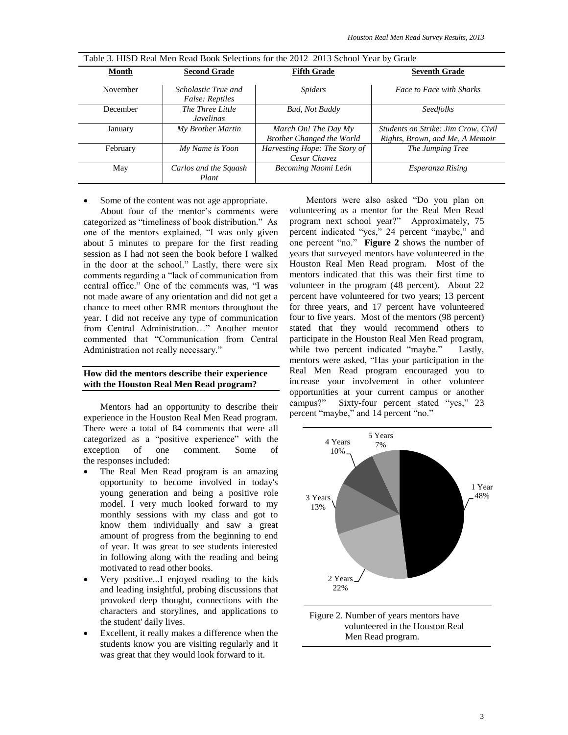Table 3. HISD Real Men Read Book Selections for the 2012–2013 School Year by Grade

| Month | Second Grade | Fifth Grade | Seventh Grade |
|---|---|---|---|
| November | *Scholastic True and False: Reptiles* | *Spiders* | *Face to Face with Sharks* |
| December | *The Three Little Javelinas* | *Bud, Not Buddy* | *Seedfolks* |
| January | *My Brother Martin* | *March On! The Day My Brother Changed the World* | *Students on Strike: Jim Crow, Civil Rights, Brown, and Me, A Memoir* |
| February | *My Name is Yoon* | *Harvesting Hope: The Story of Cesar Chavez* | *The Jumping Tree* |
| May | *Carlos and the Squash Plant* | *Becoming Naomi León* | *Esperanza Rising* |

- Some of the content was not age appropriate.

About four of the mentor's comments were categorized as "timeliness of book distribution." As one of the mentors explained, "I was only given about 5 minutes to prepare for the first reading session as I had not seen the book before I walked in the door at the school." Lastly, there were six comments regarding a "lack of communication from central office." One of the comments was, "I was not made aware of any orientation and did not get a chance to meet other RMR mentors throughout the year. I did not receive any type of communication from Central Administration…" Another mentor commented that "Communication from Central Administration not really necessary."

**How did the mentors describe their experience with the Houston Real Men Read program?**

Mentors had an opportunity to describe their experience in the Houston Real Men Read program. There were a total of 84 comments that were all categorized as a "positive experience" with the exception of one comment. Some of the responses included:

- The Real Men Read program is an amazing opportunity to become involved in today's young generation and being a positive role model. I very much looked forward to my monthly sessions with my class and got to know them individually and saw a great amount of progress from the beginning to end of year. It was great to see students interested in following along with the reading and being motivated to read other books.
- Very positive...I enjoyed reading to the kids and leading insightful, probing discussions that provoked deep thought, connections with the characters and storylines, and applications to the student' daily lives.
- Excellent, it really makes a difference when the students know you are visiting regularly and it was great that they would look forward to it.

Mentors were also asked "Do you plan on volunteering as a mentor for the Real Men Read program next school year?" Approximately, 75 percent indicated "yes," 24 percent "maybe," and one percent "no." **Figure 2** shows the number of years that surveyed mentors have volunteered in the Houston Real Men Read program. Most of the mentors indicated that this was their first time to volunteer in the program (48 percent). About 22 percent have volunteered for two years; 13 percent for three years, and 17 percent have volunteered four to five years. Most of the mentors (98 percent) stated that they would recommend others to participate in the Houston Real Men Read program, while two percent indicated "maybe." Lastly, mentors were asked, "Has your participation in the Real Men Read program encouraged you to increase your involvement in other volunteer opportunities at your current campus or another campus?" Sixty-four percent stated "yes," 23 percent "maybe," and 14 percent "no."

| Years | Percent |
|---|---|
| 1 Year | 48% |
| 2 Years | 22% |
| 3 Years | 13% |
| 4 Years | 10% |
| 5 Years | 7% |

Figure 2. Number of years mentors have volunteered in the Houston Real Men Read program.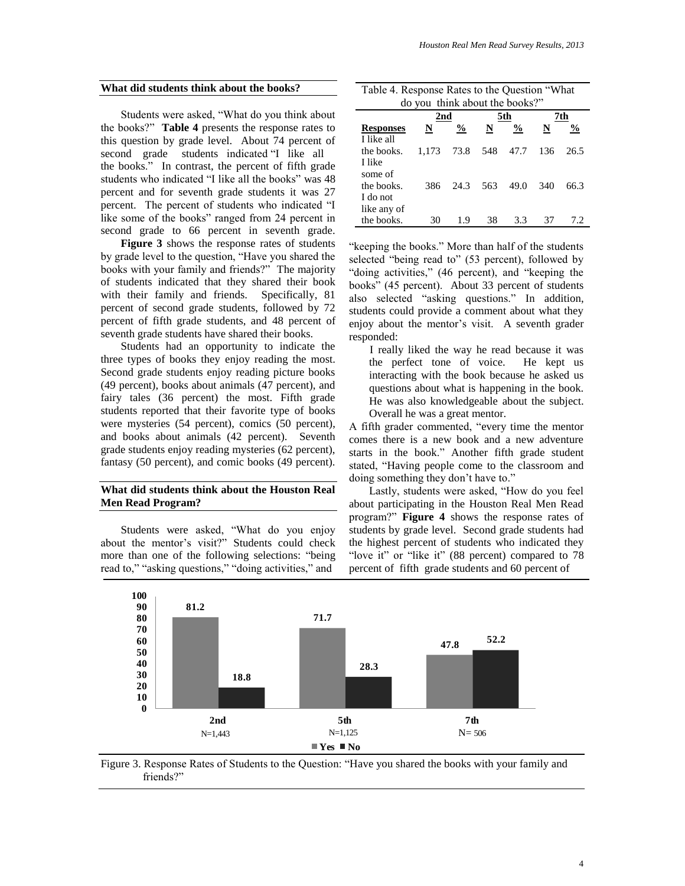## What did students think about the books?

Students were asked, "What do you think about the books?" **Table 4** presents the response rates to this question by grade level. About 74 percent of second grade students indicated "I like all the books." In contrast, the percent of fifth grade students who indicated "I like all the books" was 48 percent and for seventh grade students it was 27 percent. The percent of students who indicated "I like some of the books" ranged from 24 percent in second grade to 66 percent in seventh grade.

**Figure 3** shows the response rates of students by grade level to the question, "Have you shared the books with your family and friends?" The majority of students indicated that they shared their book with their family and friends. Specifically, 81 percent of second grade students, followed by 72 percent of fifth grade students, and 48 percent of seventh grade students have shared their books.

Students had an opportunity to indicate the three types of books they enjoy reading the most. Second grade students enjoy reading picture books (49 percent), books about animals (47 percent), and fairy tales (36 percent) the most. Fifth grade students reported that their favorite type of books were mysteries (54 percent), comics (50 percent), and books about animals (42 percent). Seventh grade students enjoy reading mysteries (62 percent), fantasy (50 percent), and comic books (49 percent).

## What did students think about the Houston Real Men Read Program?

Students were asked, "What do you enjoy about the mentor's visit?" Students could check more than one of the following selections: "being read to," "asking questions," "doing activities," and "keeping the books." More than half of the students selected "being read to" (53 percent), followed by "doing activities," (46 percent), and "keeping the books" (45 percent). About 33 percent of students also selected "asking questions." In addition, students could provide a comment about what they enjoy about the mentor's visit. A seventh grader responded:

> I really liked the way he read because it was the perfect tone of voice. He kept us interacting with the book because he asked us questions about what is happening in the book. He was also knowledgeable about the subject. Overall he was a great mentor.

A fifth grader commented, "every time the mentor comes there is a new book and a new adventure starts in the book." Another fifth grade student stated, "Having people come to the classroom and doing something they don't have to."

Lastly, students were asked, "How do you feel about participating in the Houston Real Men Read program?" **Figure 4** shows the response rates of students by grade level. Second grade students had the highest percent of students who indicated they "love it" or "like it" (88 percent) compared to 78 percent of fifth grade students and 60 percent of

Table 4. Response Rates to the Question "What do you think about the books?"

| | 2nd | | 5th | | 7th | |
|---|---|---|---|---|---|---|
| **Responses** | **N** | **%** | **N** | **%** | **N** | **%** |
| I like all the books. | 1,173 | 73.8 | 548 | 47.7 | 136 | 26.5 |
| I like some of the books. | 386 | 24.3 | 563 | 49.0 | 340 | 66.3 |
| I do not like any of the books. | 30 | 1.9 | 38 | 3.3 | 37 | 7.2 |

| Grade | Yes | No |
|---|---|---|
| 2nd (N=1,443) | 81.2 | 18.8 |
| 5th (N=1,125) | 71.7 | 28.3 |
| 7th (N= 506) | 47.8 | 52.2 |

Figure 3. Response Rates of Students to the Question: "Have you shared the books with your family and friends?"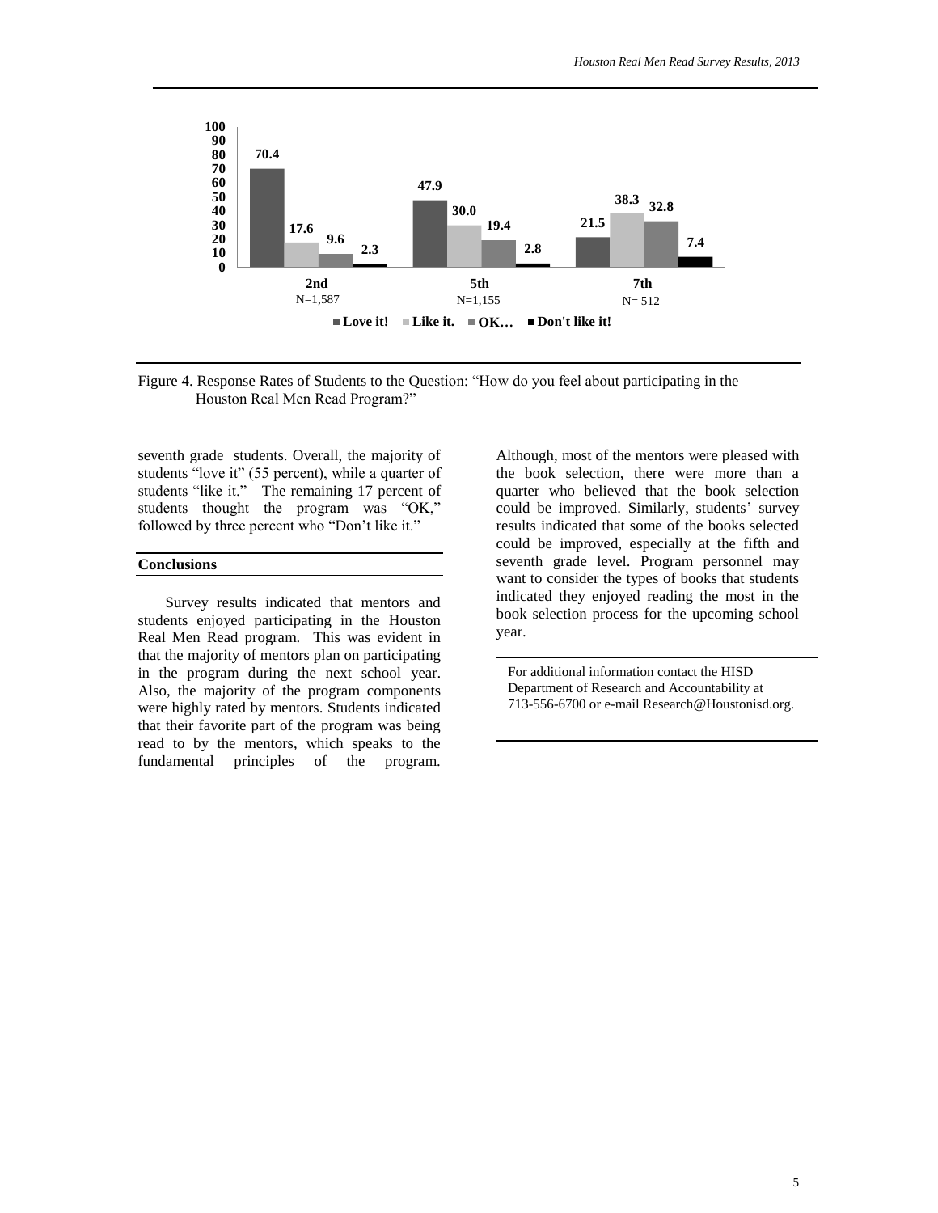100
90
80
70
60
50
40
30
20
10
0

70.4
17.6
9.6
2.3
47.9
30.0
19.4
2.8
21.5
38.3
32.8
7.4

2nd
N=1,587

5th
N=1,155

7th
N= 512

Love it! Like it. OK… Don't like it!

Figure 4. Response Rates of Students to the Question: "How do you feel about participating in the Houston Real Men Read Program?"

seventh grade students. Overall, the majority of students "love it" (55 percent), while a quarter of students "like it." The remaining 17 percent of students thought the program was "OK," followed by three percent who "Don't like it."

## Conclusions

Survey results indicated that mentors and students enjoyed participating in the Houston Real Men Read program. This was evident in that the majority of mentors plan on participating in the program during the next school year. Also, the majority of the program components were highly rated by mentors. Students indicated that their favorite part of the program was being read to by the mentors, which speaks to the fundamental principles of the program. Although, most of the mentors were pleased with the book selection, there were more than a quarter who believed that the book selection could be improved. Similarly, students' survey results indicated that some of the books selected could be improved, especially at the fifth and seventh grade level. Program personnel may want to consider the types of books that students indicated they enjoyed reading the most in the book selection process for the upcoming school year.

For additional information contact the HISD Department of Research and Accountability at 713-556-6700 or e-mail Research@Houstonisd.org.